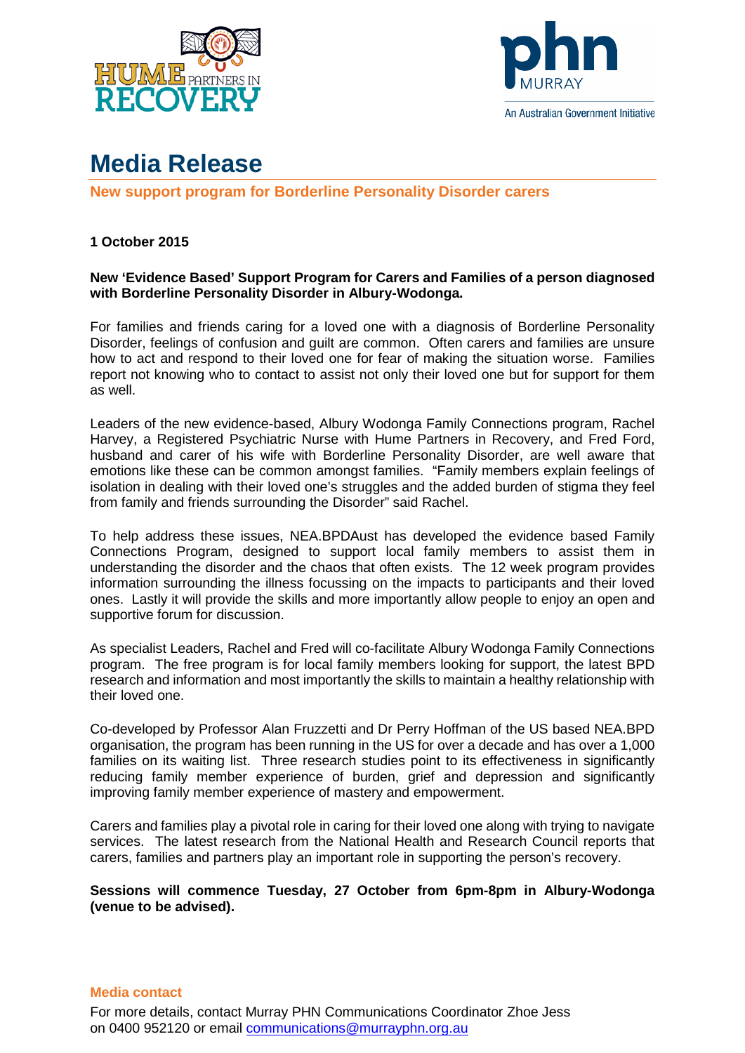# Media Release

## New support program for Borderline Personality Disorder carers

**1 October 2015**

**New 'Evidence Based' Support Program for Carers and Families of a person diagnosed with Borderline Personality Disorder in Albury-Wodonga.**

For families and friends caring for a loved one with a diagnosis of Borderline Personality Disorder, feelings of confusion and guilt are common. Often carers and families are unsure how to act and respond to their loved one for fear of making the situation worse. Families report not knowing who to contact to assist not only their loved one but for support for them as well.

Leaders of the new evidence-based, Albury Wodonga Family Connections program, Rachel Harvey, a Registered Psychiatric Nurse with Hume Partners in Recovery, and Fred Ford, husband and carer of his wife with Borderline Personality Disorder, are well aware that emotions like these can be common amongst families. "Family members explain feelings of isolation in dealing with their loved one's struggles and the added burden of stigma they feel from family and friends surrounding the Disorder" said Rachel.

To help address these issues, NEA.BPDAust has developed the evidence based Family Connections Program, designed to support local family members to assist them in understanding the disorder and the chaos that often exists. The 12 week program provides information surrounding the illness focussing on the impacts to participants and their loved ones. Lastly it will provide the skills and more importantly allow people to enjoy an open and supportive forum for discussion.

As specialist Leaders, Rachel and Fred will co-facilitate Albury Wodonga Family Connections program. The free program is for local family members looking for support, the latest BPD research and information and most importantly the skills to maintain a healthy relationship with their loved one.

Co-developed by Professor Alan Fruzzetti and Dr Perry Hoffman of the US based NEA.BPD organisation, the program has been running in the US for over a decade and has over a 1,000 families on its waiting list. Three research studies point to its effectiveness in significantly reducing family member experience of burden, grief and depression and significantly improving family member experience of mastery and empowerment.

Carers and families play a pivotal role in caring for their loved one along with trying to navigate services. The latest research from the National Health and Research Council reports that carers, families and partners play an important role in supporting the person's recovery.

**Sessions will commence Tuesday, 27 October from 6pm-8pm in Albury-Wodonga (venue to be advised).**

### Media contact

For more details, contact Murray PHN Communications Coordinator Zhoe Jess on 0400 952120 or email communications@murrayphn.org.au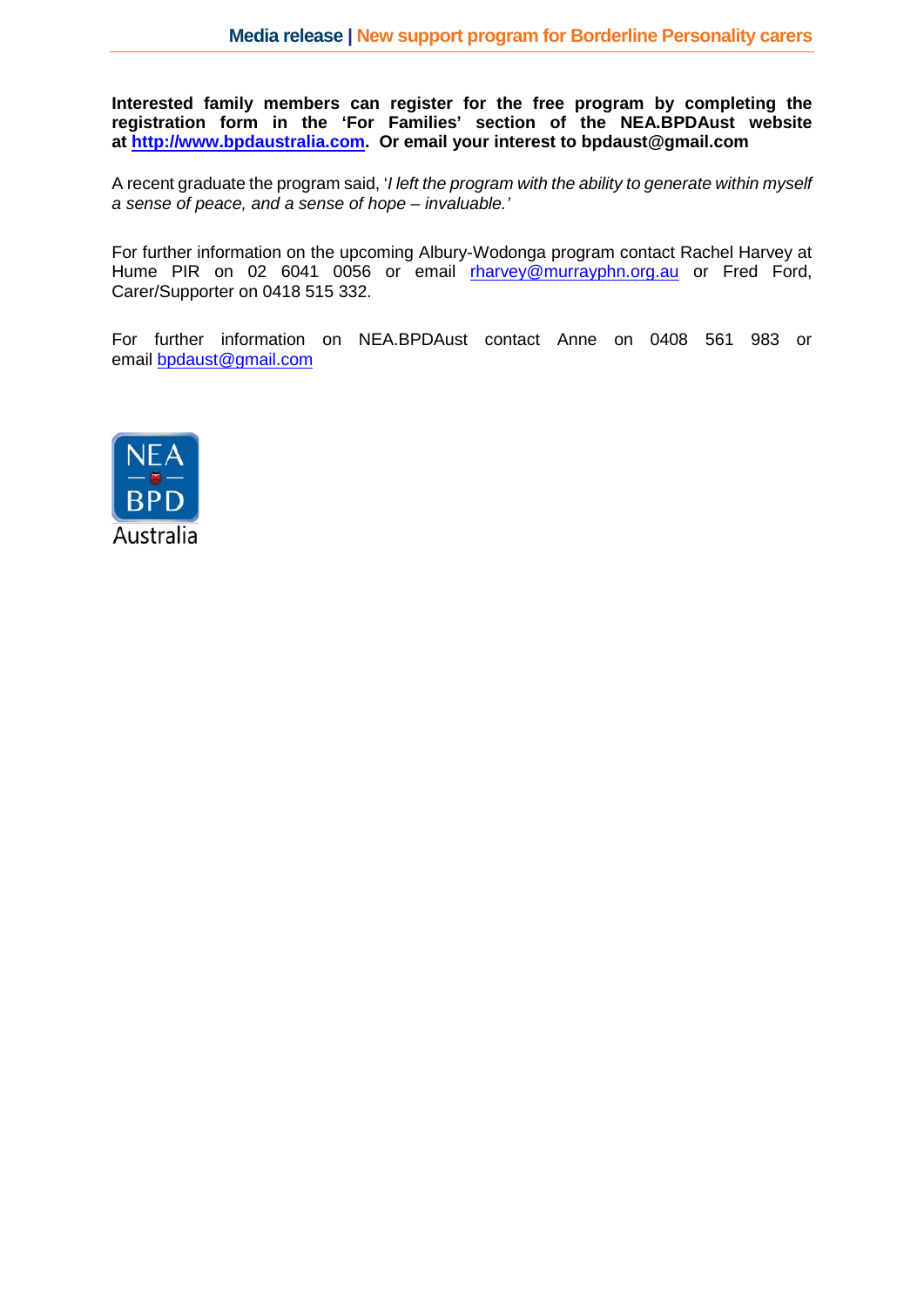**Interested family members can register for the free program by completing the registration form in the 'For Families' section of the NEA.BPDAust website at http://www.bpdaustralia.com. Or email your interest to bpdaust@gmail.com**

A recent graduate the program said, '*I left the program with the ability to generate within myself a sense of peace, and a sense of hope – invaluable.'*

For further information on the upcoming Albury-Wodonga program contact Rachel Harvey at Hume PIR on 02 6041 0056 or email rharvey@murrayphn.org.au or Fred Ford, Carer/Supporter on 0418 515 332.

For further information on NEA.BPDAust contact Anne on 0408 561 983 or email bpdaust@gmail.com

NEA BPD Australia